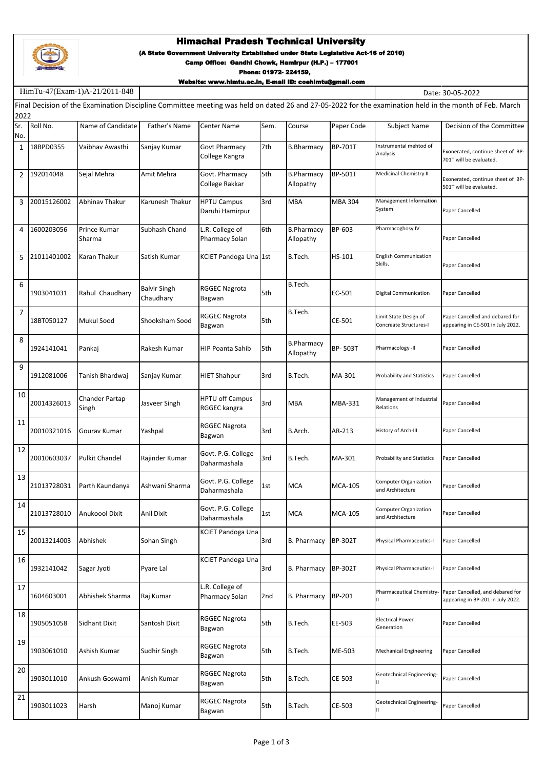# Himachal Pradesh Technical University

**(A State Government University Established under State Legislative Act-16 of 2010)**

**Camp Office: Gandhi Chowk, Hamirpur (H.P.) – 177001**

**Phone: 01972- 224159,**

**Website: www.himtu.ac.in, E-mail ID: coehimtu@gmail.com**

HimTu-47(Exam-1)A-21/2011-848 Date: 30-05-2022

Final Decision of the Examination Discipline Committee meeting was held on dated 26 and 27-05-2022 for the examination held in the month of Feb. March 2022

| Sr. No. | Roll No. | Name of Candidate | Father's Name | Center Name | Sem. | Course | Paper Code | Subject Name | Decision of the Committee |
|---|---|---|---|---|---|---|---|---|---|
| 1 | 18BPD0355 | Vaibhav Awasthi | Sanjay Kumar | Govt Pharmacy College Kangra | 7th | B.Bharmacy | BP-701T | Instrumental mehtod of Analysis | Exonerated, continue sheet of BP-701T will be evaluated. |
| 2 | 192014048 | Sejal Mehra | Amit Mehra | Govt. Pharmacy College Rakkar | 5th | B.Pharmacy Allopathy | BP-501T | Medicinal Chemistry II | Exonerated, continue sheet of BP-501T will be evaluated. |
| 3 | 20015126002 | Abhinav Thakur | Karunesh Thakur | HPTU Campus Daruhi Hamirpur | 3rd | MBA | MBA 304 | Management Information System | Paper Cancelled |
| 4 | 1600203056 | Prince Kumar Sharma | Subhash Chand | L.R. College of Pharmacy Solan | 6th | B.Pharmacy Allopathy | BP-603 | Pharmacoghosy IV | Paper Cancelled |
| 5 | 21011401002 | Karan Thakur | Satish Kumar | KCIET Pandoga Una | 1st | B.Tech. | HS-101 | English Communication Skills. | Paper Cancelled |
| 6 | 1903041031 | Rahul Chaudhary | Balvir Singh Chaudhary | RGGEC Nagrota Bagwan | 5th | B.Tech. | EC-501 | Digital Communication | Paper Cancelled |
| 7 | 18BT050127 | Mukul Sood | Shooksham Sood | RGGEC Nagrota Bagwan | 5th | B.Tech. | CE-501 | Limit State Design of Concreate Structures-I | Paper Cancelled and debared for appearing in CE-501 in July 2022. |
| 8 | 1924141041 | Pankaj | Rakesh Kumar | HIP Poanta Sahib | 5th | B.Pharmacy Allopathy | BP- 503T | Pharmacology -II | Paper Cancelled |
| 9 | 1912081006 | Tanish Bhardwaj | Sanjay Kumar | HIET Shahpur | 3rd | B.Tech. | MA-301 | Probability and Statistics | Paper Cancelled |
| 10 | 20014326013 | Chander Partap Singh | Jasveer Singh | HPTU off Campus RGGEC kangra | 3rd | MBA | MBA-331 | Management of Industrial Relations | Paper Cancelled |
| 11 | 20010321016 | Gourav Kumar | Yashpal | RGGEC Nagrota Bagwan | 3rd | B.Arch. | AR-213 | History of Arch-III | Paper Cancelled |
| 12 | 20010603037 | Pulkit Chandel | Rajinder Kumar | Govt. P.G. College Daharmashala | 3rd | B.Tech. | MA-301 | Probability and Statistics | Paper Cancelled |
| 13 | 21013728031 | Parth Kaundanya | Ashwani Sharma | Govt. P.G. College Daharmashala | 1st | MCA | MCA-105 | Computer Organization and Architecture | Paper Cancelled |
| 14 | 21013728010 | Anukoool Dixit | Anil Dixit | Govt. P.G. College Daharmashala | 1st | MCA | MCA-105 | Computer Organization and Architecture | Paper Cancelled |
| 15 | 20013214003 | Abhishek | Sohan Singh | KCIET Pandoga Una | 3rd | B. Pharmacy | BP-302T | Physical Pharmaceutics-I | Paper Cancelled |
| 16 | 1932141042 | Sagar Jyoti | Pyare Lal | KCIET Pandoga Una | 3rd | B. Pharmacy | BP-302T | Physical Pharmaceutics-I | Paper Cancelled |
| 17 | 1604603001 | Abhishek Sharma | Raj Kumar | L.R. College of Pharmacy Solan | 2nd | B. Pharmacy | BP-201 | Pharmaceutical Chemistry-II | Paper Cancelled, and debared for appearing in BP-201 in July 2022. |
| 18 | 1905051058 | Sidhant Dixit | Santosh Dixit | RGGEC Nagrota Bagwan | 5th | B.Tech. | EE-503 | Electrical Power Generation | Paper Cancelled |
| 19 | 1903061010 | Ashish Kumar | Sudhir Singh | RGGEC Nagrota Bagwan | 5th | B.Tech. | ME-503 | Mechanical Engineering | Paper Cancelled |
| 20 | 1903011010 | Ankush Goswami | Anish Kumar | RGGEC Nagrota Bagwan | 5th | B.Tech. | CE-503 | Geotechnical Engineering-II | Paper Cancelled |
| 21 | 1903011023 | Harsh | Manoj Kumar | RGGEC Nagrota Bagwan | 5th | B.Tech. | CE-503 | Geotechnical Engineering-II | Paper Cancelled |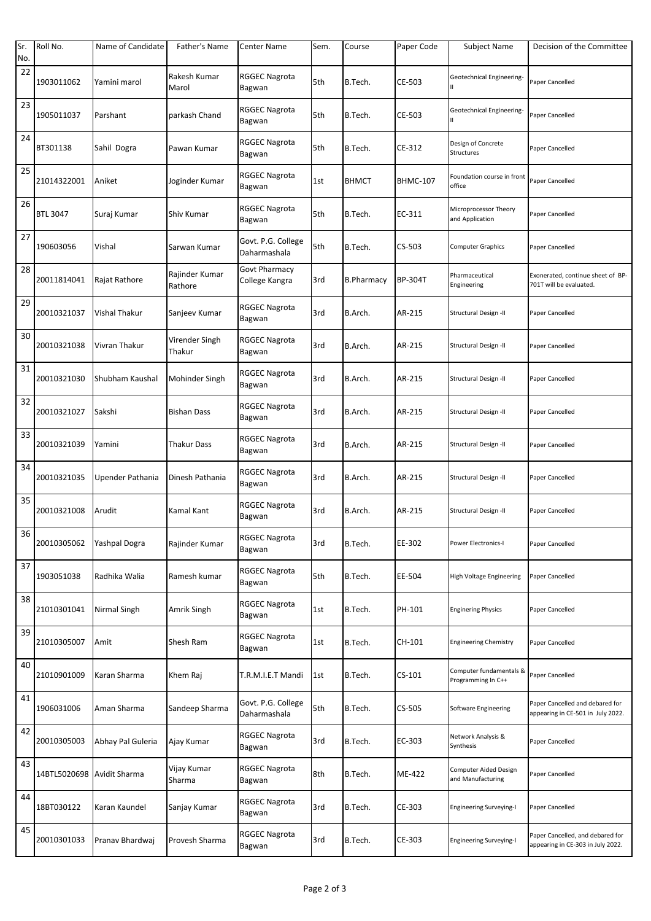| Sr. No. | Roll No. | Name of Candidate | Father's Name | Center Name | Sem. | Course | Paper Code | Subject Name | Decision of the Committee |
|---|---|---|---|---|---|---|---|---|---|
| 22 | 1903011062 | Yamini marol | Rakesh Kumar Marol | RGGEC Nagrota Bagwan | 5th | B.Tech. | CE-503 | Geotechnical Engineering-II | Paper Cancelled |
| 23 | 1905011037 | Parshant | parkash Chand | RGGEC Nagrota Bagwan | 5th | B.Tech. | CE-503 | Geotechnical Engineering-II | Paper Cancelled |
| 24 | BT301138 | Sahil Dogra | Pawan Kumar | RGGEC Nagrota Bagwan | 5th | B.Tech. | CE-312 | Design of Concrete Structures | Paper Cancelled |
| 25 | 21014322001 | Aniket | Joginder Kumar | RGGEC Nagrota Bagwan | 1st | BHMCT | BHMC-107 | Foundation course in front office | Paper Cancelled |
| 26 | BTL 3047 | Suraj Kumar | Shiv Kumar | RGGEC Nagrota Bagwan | 5th | B.Tech. | EC-311 | Microprocessor Theory and Application | Paper Cancelled |
| 27 | 190603056 | Vishal | Sarwan Kumar | Govt. P.G. College Daharmashala | 5th | B.Tech. | CS-503 | Computer Graphics | Paper Cancelled |
| 28 | 20011814041 | Rajat Rathore | Rajinder Kumar Rathore | Govt Pharmacy College Kangra | 3rd | B.Pharmacy | BP-304T | Pharmaceutical Engineering | Exonerated, continue sheet of BP-701T will be evaluated. |
| 29 | 20010321037 | Vishal Thakur | Sanjeev Kumar | RGGEC Nagrota Bagwan | 3rd | B.Arch. | AR-215 | Structural Design -II | Paper Cancelled |
| 30 | 20010321038 | Vivran Thakur | Virender Singh Thakur | RGGEC Nagrota Bagwan | 3rd | B.Arch. | AR-215 | Structural Design -II | Paper Cancelled |
| 31 | 20010321030 | Shubham Kaushal | Mohinder Singh | RGGEC Nagrota Bagwan | 3rd | B.Arch. | AR-215 | Structural Design -II | Paper Cancelled |
| 32 | 20010321027 | Sakshi | Bishan Dass | RGGEC Nagrota Bagwan | 3rd | B.Arch. | AR-215 | Structural Design -II | Paper Cancelled |
| 33 | 20010321039 | Yamini | Thakur Dass | RGGEC Nagrota Bagwan | 3rd | B.Arch. | AR-215 | Structural Design -II | Paper Cancelled |
| 34 | 20010321035 | Upender Pathania | Dinesh Pathania | RGGEC Nagrota Bagwan | 3rd | B.Arch. | AR-215 | Structural Design -II | Paper Cancelled |
| 35 | 20010321008 | Arudit | Kamal Kant | RGGEC Nagrota Bagwan | 3rd | B.Arch. | AR-215 | Structural Design -II | Paper Cancelled |
| 36 | 20010305062 | Yashpal Dogra | Rajinder Kumar | RGGEC Nagrota Bagwan | 3rd | B.Tech. | EE-302 | Power Electronics-I | Paper Cancelled |
| 37 | 1903051038 | Radhika Walia | Ramesh kumar | RGGEC Nagrota Bagwan | 5th | B.Tech. | EE-504 | High Voltage Engineering | Paper Cancelled |
| 38 | 21010301041 | Nirmal Singh | Amrik Singh | RGGEC Nagrota Bagwan | 1st | B.Tech. | PH-101 | Enginering Physics | Paper Cancelled |
| 39 | 21010305007 | Amit | Shesh Ram | RGGEC Nagrota Bagwan | 1st | B.Tech. | CH-101 | Engineering Chemistry | Paper Cancelled |
| 40 | 21010901009 | Karan Sharma | Khem Raj | T.R.M.I.E.T Mandi | 1st | B.Tech. | CS-101 | Computer fundamentals & Programming In C++ | Paper Cancelled |
| 41 | 1906031006 | Aman Sharma | Sandeep Sharma | Govt. P.G. College Daharmashala | 5th | B.Tech. | CS-505 | Software Engineering | Paper Cancelled and debared for appearing in CE-501 in July 2022. |
| 42 | 20010305003 | Abhay Pal Guleria | Ajay Kumar | RGGEC Nagrota Bagwan | 3rd | B.Tech. | EC-303 | Network Analysis & Synthesis | Paper Cancelled |
| 43 | 14BTL5020698 | Avidit Sharma | Vijay Kumar Sharma | RGGEC Nagrota Bagwan | 8th | B.Tech. | ME-422 | Computer Aided Design and Manufacturing | Paper Cancelled |
| 44 | 18BT030122 | Karan Kaundel | Sanjay Kumar | RGGEC Nagrota Bagwan | 3rd | B.Tech. | CE-303 | Engineering Surveying-I | Paper Cancelled |
| 45 | 20010301033 | Pranav Bhardwaj | Provesh Sharma | RGGEC Nagrota Bagwan | 3rd | B.Tech. | CE-303 | Engineering Surveying-I | Paper Cancelled, and debared for appearing in CE-303 in July 2022. |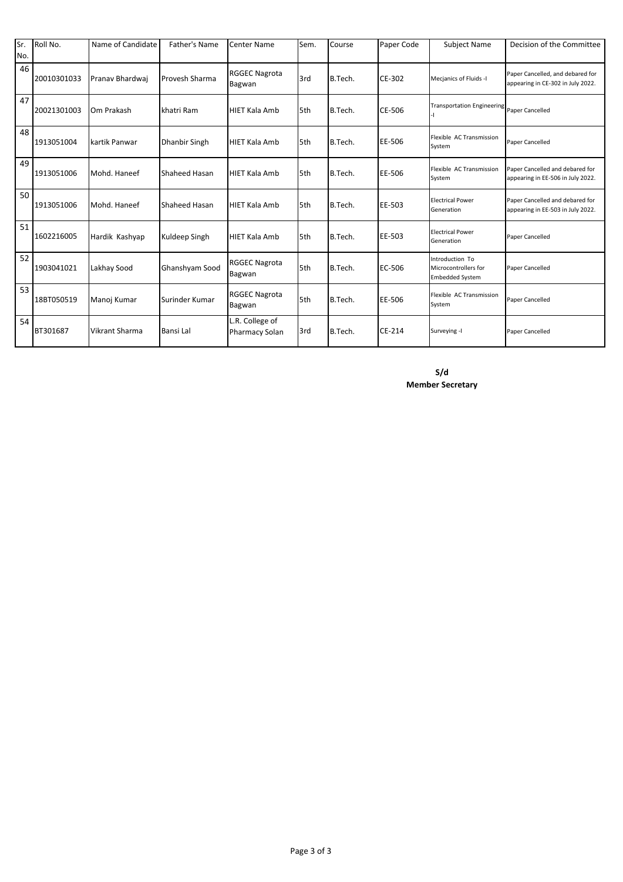| Sr. No. | Roll No. | Name of Candidate | Father's Name | Center Name | Sem. | Course | Paper Code | Subject Name | Decision of the Committee |
|---|---|---|---|---|---|---|---|---|---|
| 46 | 20010301033 | Pranav Bhardwaj | Provesh Sharma | RGGEC Nagrota Bagwan | 3rd | B.Tech. | CE-302 | Mecjanics of Fluids -I | Paper Cancelled, and debared for appearing in CE-302 in July 2022. |
| 47 | 20021301003 | Om Prakash | khatri Ram | HIET Kala Amb | 5th | B.Tech. | CE-506 | Transportation Engineering -I | Paper Cancelled |
| 48 | 1913051004 | kartik Panwar | Dhanbir Singh | HIET Kala Amb | 5th | B.Tech. | EE-506 | Flexible AC Transmission System | Paper Cancelled |
| 49 | 1913051006 | Mohd. Haneef | Shaheed Hasan | HIET Kala Amb | 5th | B.Tech. | EE-506 | Flexible AC Transmission System | Paper Cancelled and debared for appearing in EE-506 in July 2022. |
| 50 | 1913051006 | Mohd. Haneef | Shaheed Hasan | HIET Kala Amb | 5th | B.Tech. | EE-503 | Electrical Power Generation | Paper Cancelled and debared for appearing in EE-503 in July 2022. |
| 51 | 1602216005 | Hardik Kashyap | Kuldeep Singh | HIET Kala Amb | 5th | B.Tech. | EE-503 | Electrical Power Generation | Paper Cancelled |
| 52 | 1903041021 | Lakhay Sood | Ghanshyam Sood | RGGEC Nagrota Bagwan | 5th | B.Tech. | EC-506 | Introduction To Microcontrollers for Embedded System | Paper Cancelled |
| 53 | 18BT050519 | Manoj Kumar | Surinder Kumar | RGGEC Nagrota Bagwan | 5th | B.Tech. | EE-506 | Flexible AC Transmission System | Paper Cancelled |
| 54 | BT301687 | Vikrant Sharma | Bansi Lal | L.R. College of Pharmacy Solan | 3rd | B.Tech. | CE-214 | Surveying -I | Paper Cancelled |

**S/d**
**Member Secretary**